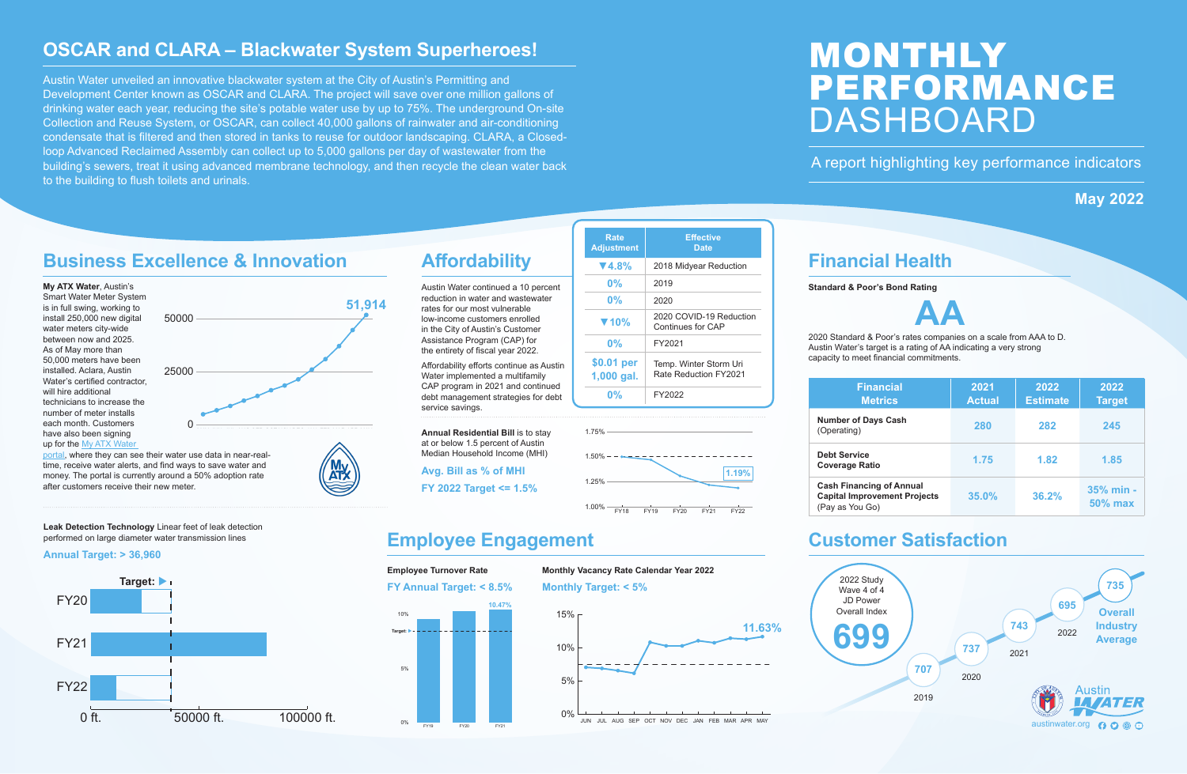# MONTHLY PERFORMANCE DASHBOARD

A report highlighting key performance indicators

**May 2022**

## OSCAR and CLARA – Blackwater System Superheroes!

Austin Water unveiled an innovative blackwater system at the City of Austin's Permitting and Development Center known as OSCAR and CLARA. The project will save over one million gallons of drinking water each year, reducing the site's potable water use by up to 75%. The underground On-site Collection and Reuse System, or OSCAR, can collect 40,000 gallons of rainwater and air-conditioning condensate that is filtered and then stored in tanks to reuse for outdoor landscaping. CLARA, a Closed-loop Advanced Reclaimed Assembly can collect up to 5,000 gallons per day of wastewater from the building's sewers, treat it using advanced membrane technology, and then recycle the clean water back to the building to flush toilets and urinals.

## Business Excellence & Innovation

**My ATX Water**, Austin's Smart Water Meter System is in full swing, working to install 250,000 new digital water meters city-wide between now and 2025. As of May more than 50,000 meters have been installed. Aclara, Austin Water's certified contractor, will hire additional technicians to increase the number of meter installs each month. Customers have also been signing up for the My ATX Water portal, where they can see their water use data in near-real-time, receive water alerts, and find ways to save water and money. The portal is currently around a 50% adoption rate after customers receive their new meter.

Meters installed: 51,914

**Leak Detection Technology** Linear feet of leak detection performed on large diameter water transmission lines

**Annual Target: > 36,960**

| Fiscal Year | Leak detection (ft.) |
|---|---|
| FY20 | ~24,000 (below target) |
| FY21 | ~81,000 |
| FY22 | ~12,000 (in progress) |

## Affordability

Austin Water continued a 10 percent reduction in water and wastewater rates for our most vulnerable low-income customers enrolled in the City of Austin's Customer Assistance Program (CAP) for the entirety of fiscal year 2022.

Affordability efforts continue as Austin Water implemented a multifamily CAP program in 2021 and continued debt management strategies for debt service savings.

| Rate Adjustment | Effective Date |
|---|---|
| ▼4.8% | 2018 Midyear Reduction |
| 0% | 2019 |
| 0% | 2020 |
| ▼10% | 2020 COVID-19 Reduction Continues for CAP |
| 0% | FY2021 |
| $0.01 per 1,000 gal. | Temp. Winter Storm Uri Rate Reduction FY2021 |
| 0% | FY2022 |

**Annual Residential Bill** is to stay at or below 1.5 percent of Austin Median Household Income (MHI)

**Avg. Bill as % of MHI**

**FY 2022 Target <= 1.5%**

FY22: 1.19%

## Employee Engagement

**Employee Turnover Rate**

**FY Annual Target: < 8.5%**

FY21: 10.47%

**Monthly Vacancy Rate Calendar Year 2022**

**Monthly Target: < 5%**

May: 11.63%

## Financial Health

**Standard & Poor's Bond Rating**

**AA**

2020 Standard & Poor's rates companies on a scale from AAA to D. Austin Water's target is a rating of AA indicating a very strong capacity to meet financial commitments.

| Financial Metrics | 2021 Actual | 2022 Estimate | 2022 Target |
|---|---|---|---|
| **Number of Days Cash** (Operating) | 280 | 282 | 245 |
| **Debt Service Coverage Ratio** | 1.75 | 1.82 | 1.85 |
| **Cash Financing of Annual Capital Improvement Projects** (Pay as You Go) | 35.0% | 36.2% | 35% min - 50% max |

## Customer Satisfaction

2022 Study Wave 4 of 4 JD Power Overall Index

**699**

| Year | Austin Water | Overall Industry Average |
|---|---|---|
| 2019 | 707 | |
| 2020 | 737 | |
| 2021 | 743 | |
| 2022 | 695 | 735 |

austinwater.org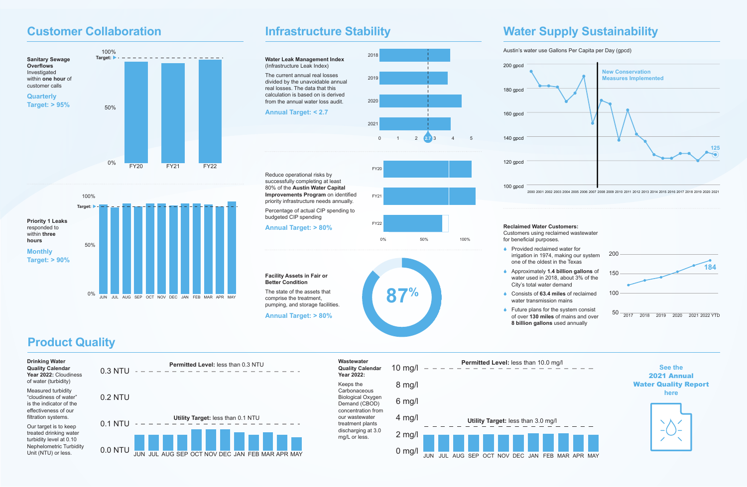## Customer Collaboration

**Sanitary Sewage Overflows** Investigated within **one hour** of customer calls

**Quarterly Target: > 95%**

100%
Target:
50%
0%
FY20 FY21 FY22

**Priority 1 Leaks** responded to within **three hours**

**Monthly Target: > 90%**

100%
Target:
50%
0%
JUN JUL AUG SEP OCT NOV DEC JAN FEB MAR APR MAY

## Infrastructure Stability

**Water Leak Management Index** (Infrastructure Leak Index)

The current annual real losses divided by the unavoidable annual real losses. The data that this calculation is based on is derived from the annual water loss audit.

**Annual Target: < 2.7**

2018
2019
2020
2021
0 1 2 2.7 3 4 5

Reduce operational risks by successfully completing at least 80% of the **Austin Water Capital Improvements Program** on identified priority infrastructure needs annually.

Percentage of actual CIP spending to budgeted CIP spending

**Annual Target: > 80%**

FY20
FY21
FY22
0% 50% 100%

**Facility Assets in Fair or Better Condition**

The state of the assets that comprise the treatment, pumping, and storage facilities.

**Annual Target: > 80%**

87%

## Water Supply Sustainability

Austin's water use Gallons Per Capita per Day (gpcd)

200 gpcd
180 gpcd
160 gpcd
140 gpcd
120 gpcd
100 gpcd

New Conservation Measures Implemented

125

2000 2001 2002 2003 2004 2005 2006 2007 2008 2009 2010 2011 2012 2013 2014 2015 2016 2017 2018 2019 2020 2021

**Reclaimed Water Customers:** Customers using reclaimed wastewater for beneficial purposes.

- Provided reclaimed water for irrigation in 1974, making our system one of the oldest in the Texas
- Approximately **1.4 billion gallons** of water used in 2018, about 3% of the City's total water demand
- Consists of **63.4 miles** of reclaimed water transmission mains
- Future plans for the system consist of over **130 miles** of mains and over **8 billion gallons** used annually

200
150
100
50
184
2017 2018 2019 2020 2021 2022 YTD

## Product Quality

**Drinking Water Quality Calendar Year 2022:** Cloudiness of water (turbidity)

Measured turbidity "cloudiness of water" is the indicator of the effectiveness of our filtration systems.

Our target is to keep treated drinking water turbidity level at 0.10 Nephelometric Turbidity Unit (NTU) or less.

**Permitted Level:** less than 0.3 NTU

**Utility Target:** less than 0.1 NTU

0.3 NTU
0.2 NTU
0.1 NTU
0.0 NTU
JUN JUL AUG SEP OCT NOV DEC JAN FEB MAR APR MAY

**Wastewater Quality Calendar Year 2022:**

Keeps the Carbonaceous Biological Oxygen Demand (CBOD) concentration from our wastewater treatment plants discharging at 3.0 mg/L or less.

**Permitted Level:** less than 10.0 mg/l

**Utility Target:** less than 3.0 mg/l

10 mg/l
8 mg/l
6 mg/l
4 mg/l
2 mg/l
0 mg/l
JUN JUL AUG SEP OCT NOV DEC JAN FEB MAR APR MAY

**See the 2021 Annual Water Quality Report here**